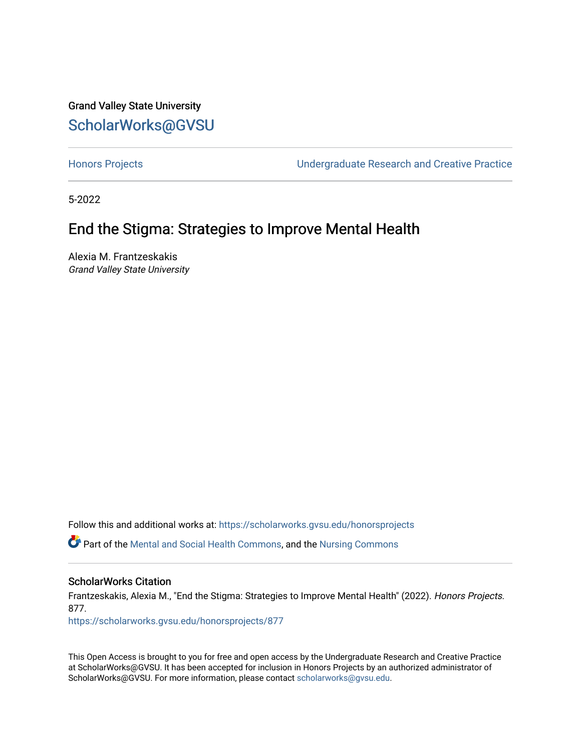Grand Valley State University

ScholarWorks@GVSU

Honors Projects

Undergraduate Research and Creative Practice

5-2022

# End the Stigma: Strategies to Improve Mental Health

Alexia M. Frantzeskakis

*Grand Valley State University*

Follow this and additional works at: https://scholarworks.gvsu.edu/honorsprojects

Part of the Mental and Social Health Commons, and the Nursing Commons

## ScholarWorks Citation

Frantzeskakis, Alexia M., "End the Stigma: Strategies to Improve Mental Health" (2022). *Honors Projects*. 877.

https://scholarworks.gvsu.edu/honorsprojects/877

This Open Access is brought to you for free and open access by the Undergraduate Research and Creative Practice at ScholarWorks@GVSU. It has been accepted for inclusion in Honors Projects by an authorized administrator of ScholarWorks@GVSU. For more information, please contact scholarworks@gvsu.edu.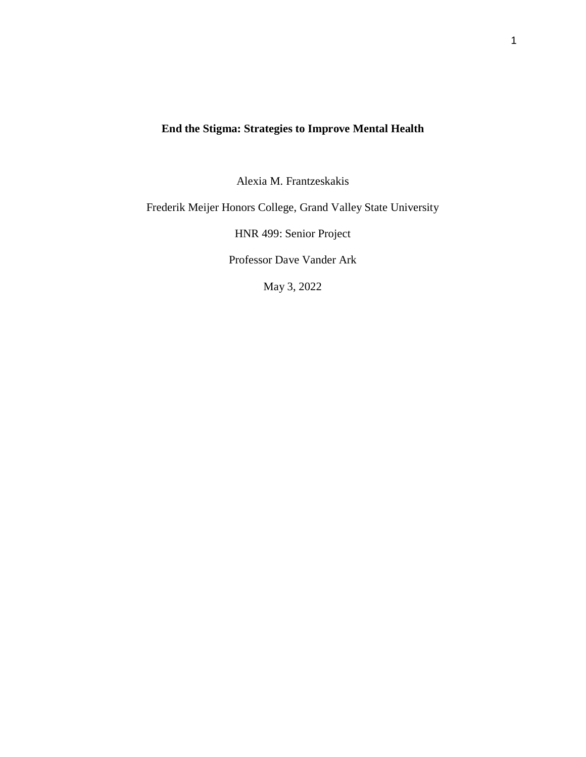**End the Stigma: Strategies to Improve Mental Health**

Alexia M. Frantzeskakis

Frederik Meijer Honors College, Grand Valley State University

HNR 499: Senior Project

Professor Dave Vander Ark

May 3, 2022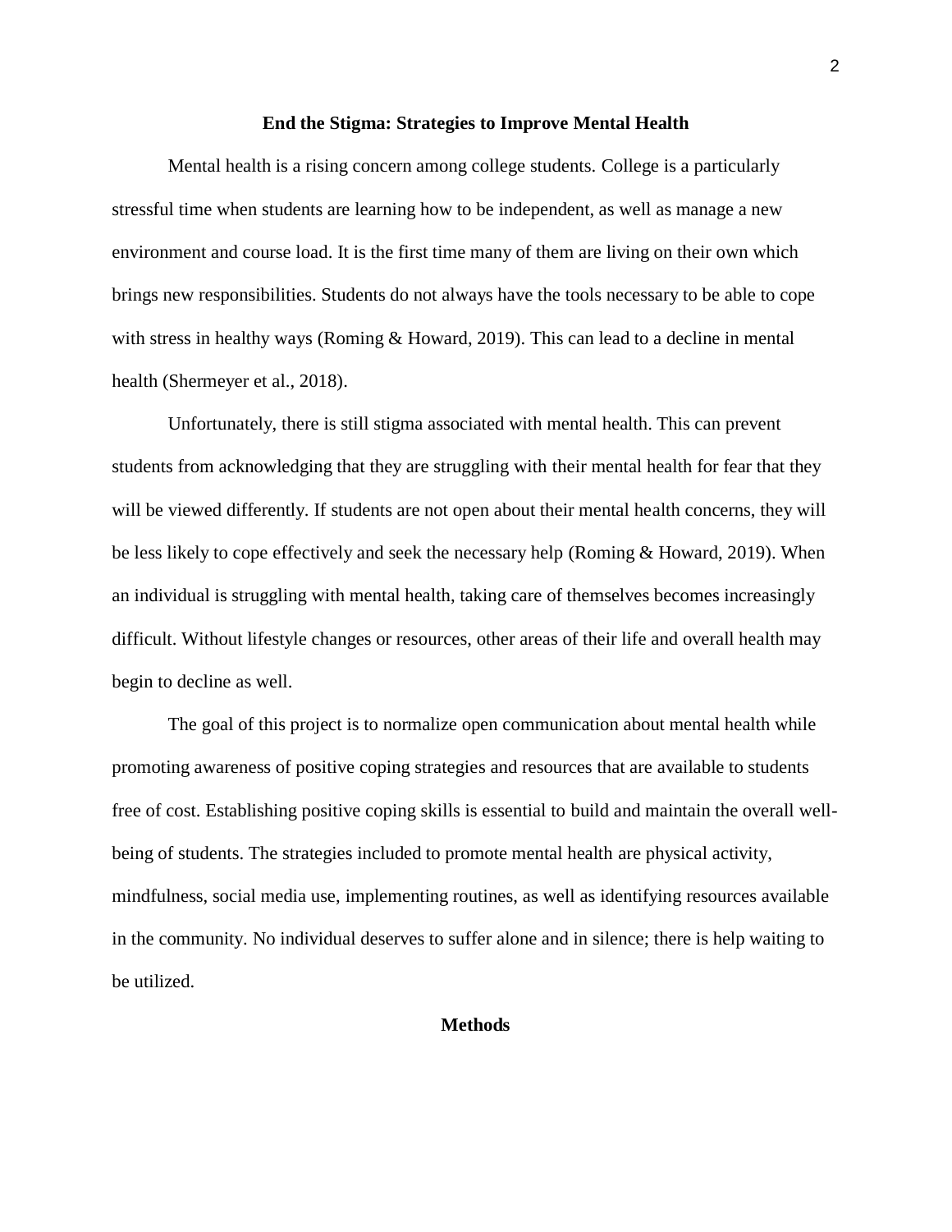## End the Stigma: Strategies to Improve Mental Health

Mental health is a rising concern among college students. College is a particularly stressful time when students are learning how to be independent, as well as manage a new environment and course load. It is the first time many of them are living on their own which brings new responsibilities. Students do not always have the tools necessary to be able to cope with stress in healthy ways (Roming & Howard, 2019). This can lead to a decline in mental health (Shermeyer et al., 2018).

Unfortunately, there is still stigma associated with mental health. This can prevent students from acknowledging that they are struggling with their mental health for fear that they will be viewed differently. If students are not open about their mental health concerns, they will be less likely to cope effectively and seek the necessary help (Roming & Howard, 2019). When an individual is struggling with mental health, taking care of themselves becomes increasingly difficult. Without lifestyle changes or resources, other areas of their life and overall health may begin to decline as well.

The goal of this project is to normalize open communication about mental health while promoting awareness of positive coping strategies and resources that are available to students free of cost. Establishing positive coping skills is essential to build and maintain the overall well-being of students. The strategies included to promote mental health are physical activity, mindfulness, social media use, implementing routines, as well as identifying resources available in the community. No individual deserves to suffer alone and in silence; there is help waiting to be utilized.

## Methods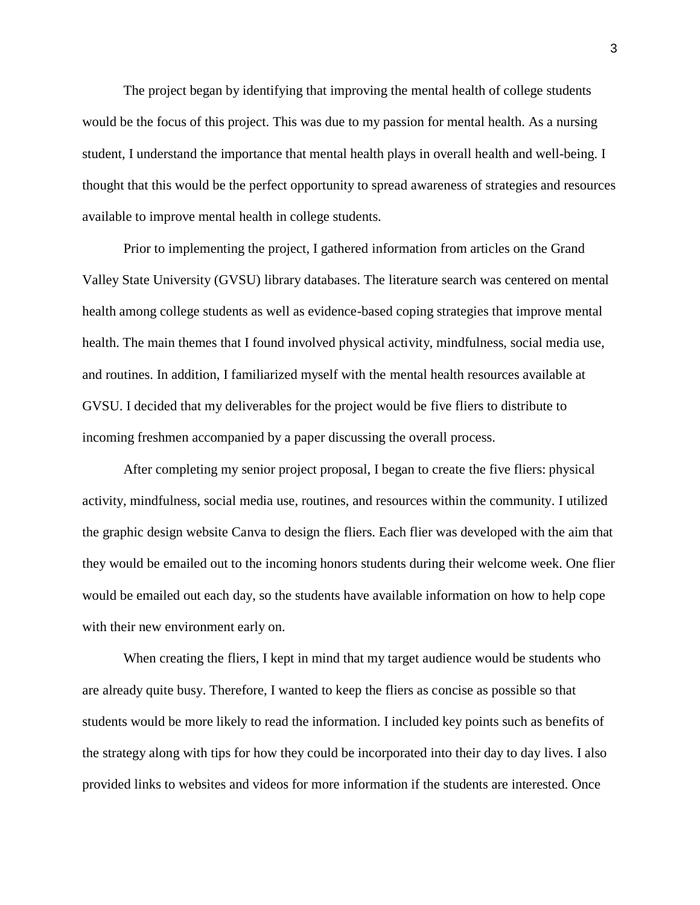The project began by identifying that improving the mental health of college students would be the focus of this project. This was due to my passion for mental health. As a nursing student, I understand the importance that mental health plays in overall health and well-being. I thought that this would be the perfect opportunity to spread awareness of strategies and resources available to improve mental health in college students.

Prior to implementing the project, I gathered information from articles on the Grand Valley State University (GVSU) library databases. The literature search was centered on mental health among college students as well as evidence-based coping strategies that improve mental health. The main themes that I found involved physical activity, mindfulness, social media use, and routines. In addition, I familiarized myself with the mental health resources available at GVSU. I decided that my deliverables for the project would be five fliers to distribute to incoming freshmen accompanied by a paper discussing the overall process.

After completing my senior project proposal, I began to create the five fliers: physical activity, mindfulness, social media use, routines, and resources within the community. I utilized the graphic design website Canva to design the fliers. Each flier was developed with the aim that they would be emailed out to the incoming honors students during their welcome week. One flier would be emailed out each day, so the students have available information on how to help cope with their new environment early on.

When creating the fliers, I kept in mind that my target audience would be students who are already quite busy. Therefore, I wanted to keep the fliers as concise as possible so that students would be more likely to read the information. I included key points such as benefits of the strategy along with tips for how they could be incorporated into their day to day lives. I also provided links to websites and videos for more information if the students are interested. Once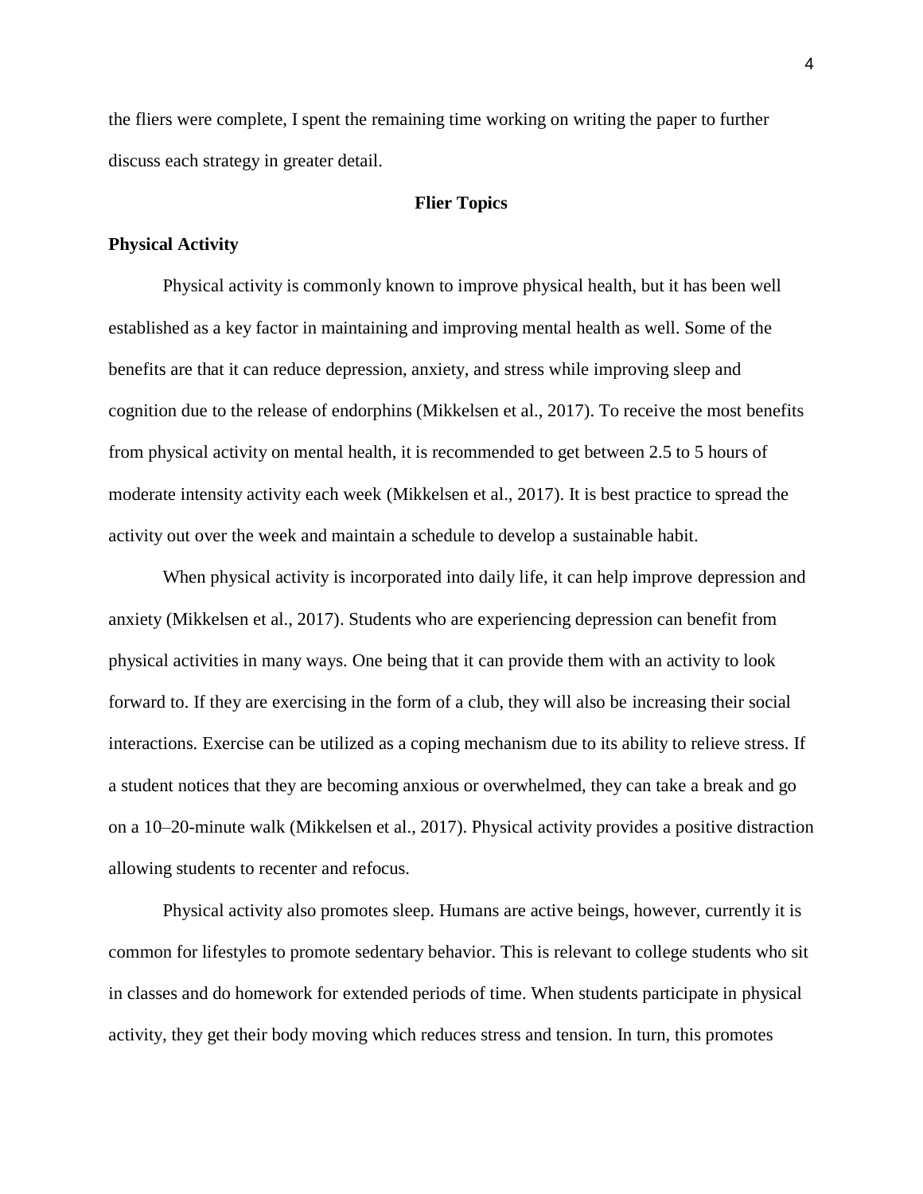the fliers were complete, I spent the remaining time working on writing the paper to further discuss each strategy in greater detail.

## Flier Topics

### Physical Activity

Physical activity is commonly known to improve physical health, but it has been well established as a key factor in maintaining and improving mental health as well. Some of the benefits are that it can reduce depression, anxiety, and stress while improving sleep and cognition due to the release of endorphins (Mikkelsen et al., 2017). To receive the most benefits from physical activity on mental health, it is recommended to get between 2.5 to 5 hours of moderate intensity activity each week (Mikkelsen et al., 2017). It is best practice to spread the activity out over the week and maintain a schedule to develop a sustainable habit.

When physical activity is incorporated into daily life, it can help improve depression and anxiety (Mikkelsen et al., 2017). Students who are experiencing depression can benefit from physical activities in many ways. One being that it can provide them with an activity to look forward to. If they are exercising in the form of a club, they will also be increasing their social interactions. Exercise can be utilized as a coping mechanism due to its ability to relieve stress. If a student notices that they are becoming anxious or overwhelmed, they can take a break and go on a 10–20-minute walk (Mikkelsen et al., 2017). Physical activity provides a positive distraction allowing students to recenter and refocus.

Physical activity also promotes sleep. Humans are active beings, however, currently it is common for lifestyles to promote sedentary behavior. This is relevant to college students who sit in classes and do homework for extended periods of time. When students participate in physical activity, they get their body moving which reduces stress and tension. In turn, this promotes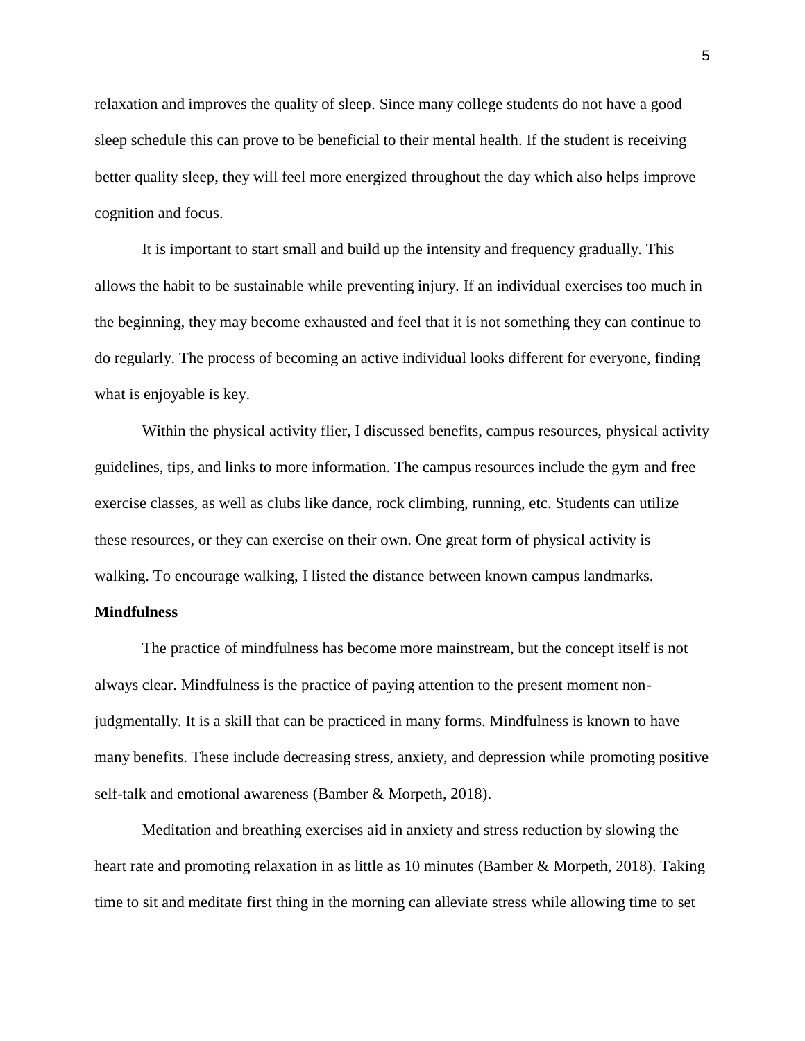relaxation and improves the quality of sleep. Since many college students do not have a good sleep schedule this can prove to be beneficial to their mental health. If the student is receiving better quality sleep, they will feel more energized throughout the day which also helps improve cognition and focus.

It is important to start small and build up the intensity and frequency gradually. This allows the habit to be sustainable while preventing injury. If an individual exercises too much in the beginning, they may become exhausted and feel that it is not something they can continue to do regularly. The process of becoming an active individual looks different for everyone, finding what is enjoyable is key.

Within the physical activity flier, I discussed benefits, campus resources, physical activity guidelines, tips, and links to more information. The campus resources include the gym and free exercise classes, as well as clubs like dance, rock climbing, running, etc. Students can utilize these resources, or they can exercise on their own. One great form of physical activity is walking. To encourage walking, I listed the distance between known campus landmarks.

**Mindfulness**

The practice of mindfulness has become more mainstream, but the concept itself is not always clear. Mindfulness is the practice of paying attention to the present moment non-judgmentally. It is a skill that can be practiced in many forms. Mindfulness is known to have many benefits. These include decreasing stress, anxiety, and depression while promoting positive self-talk and emotional awareness (Bamber & Morpeth, 2018).

Meditation and breathing exercises aid in anxiety and stress reduction by slowing the heart rate and promoting relaxation in as little as 10 minutes (Bamber & Morpeth, 2018). Taking time to sit and meditate first thing in the morning can alleviate stress while allowing time to set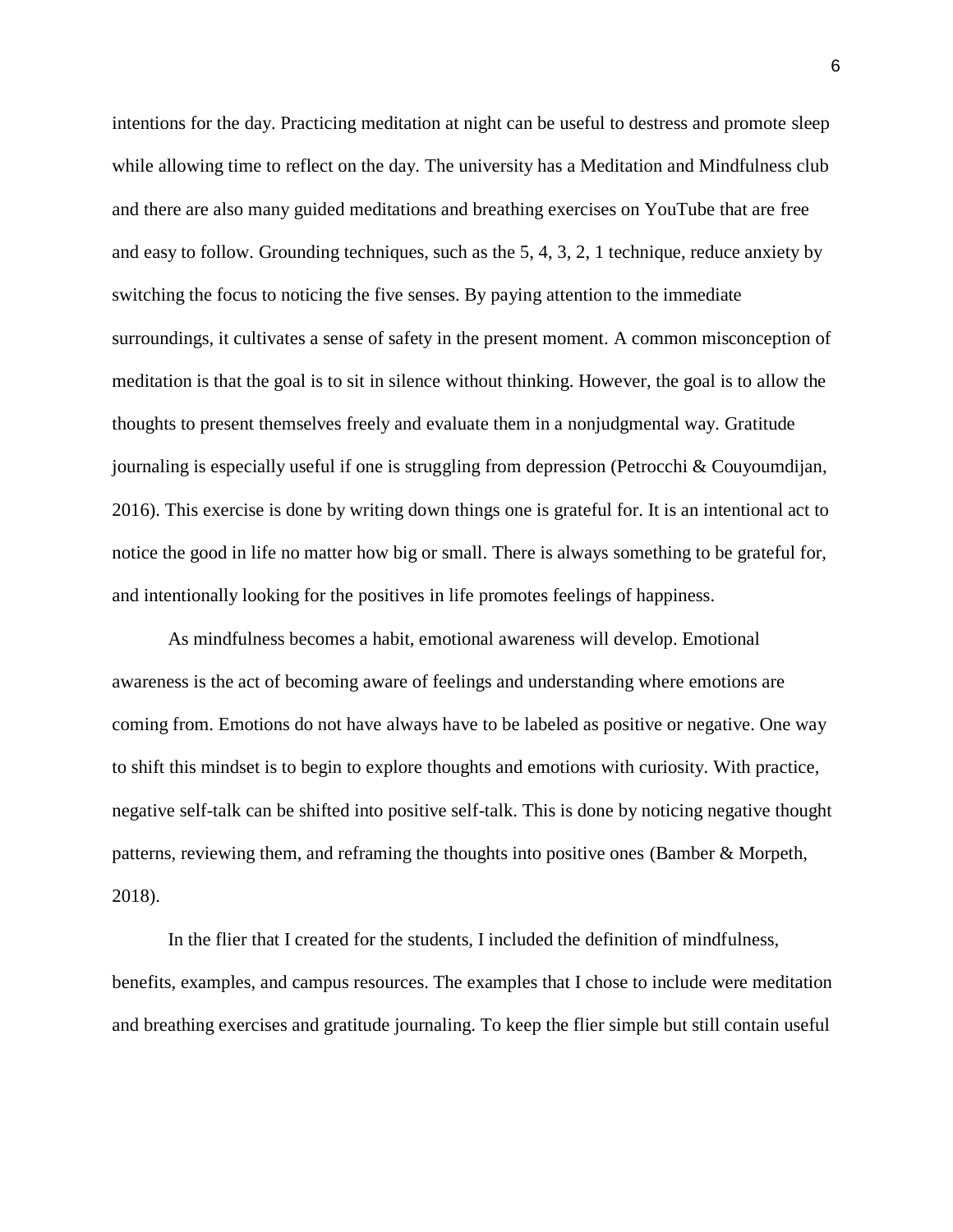intentions for the day. Practicing meditation at night can be useful to destress and promote sleep while allowing time to reflect on the day. The university has a Meditation and Mindfulness club and there are also many guided meditations and breathing exercises on YouTube that are free and easy to follow. Grounding techniques, such as the 5, 4, 3, 2, 1 technique, reduce anxiety by switching the focus to noticing the five senses. By paying attention to the immediate surroundings, it cultivates a sense of safety in the present moment. A common misconception of meditation is that the goal is to sit in silence without thinking. However, the goal is to allow the thoughts to present themselves freely and evaluate them in a nonjudgmental way. Gratitude journaling is especially useful if one is struggling from depression (Petrocchi & Couyoumdijan, 2016). This exercise is done by writing down things one is grateful for. It is an intentional act to notice the good in life no matter how big or small. There is always something to be grateful for, and intentionally looking for the positives in life promotes feelings of happiness.

As mindfulness becomes a habit, emotional awareness will develop. Emotional awareness is the act of becoming aware of feelings and understanding where emotions are coming from. Emotions do not have always have to be labeled as positive or negative. One way to shift this mindset is to begin to explore thoughts and emotions with curiosity. With practice, negative self-talk can be shifted into positive self-talk. This is done by noticing negative thought patterns, reviewing them, and reframing the thoughts into positive ones (Bamber & Morpeth, 2018).

In the flier that I created for the students, I included the definition of mindfulness, benefits, examples, and campus resources. The examples that I chose to include were meditation and breathing exercises and gratitude journaling. To keep the flier simple but still contain useful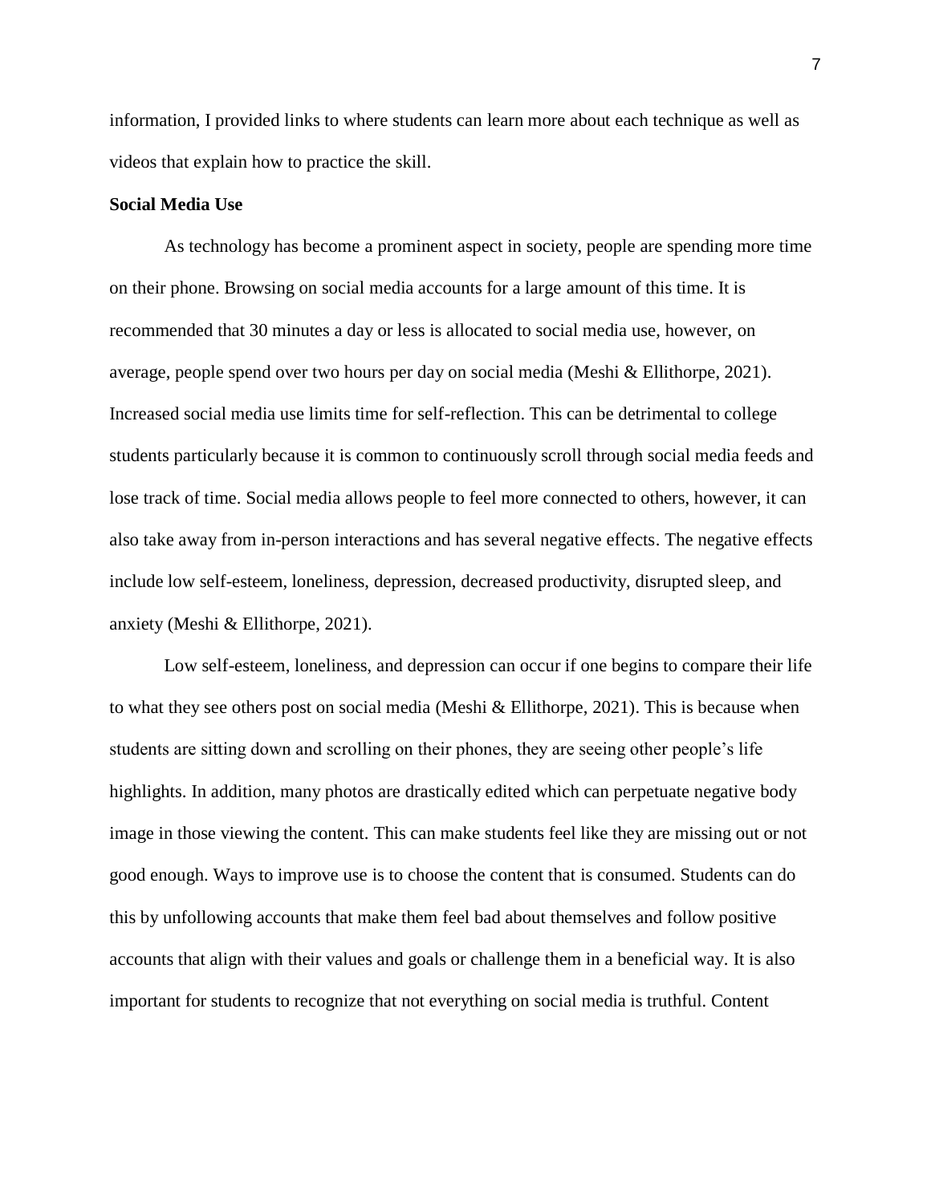information, I provided links to where students can learn more about each technique as well as videos that explain how to practice the skill.

**Social Media Use**

As technology has become a prominent aspect in society, people are spending more time on their phone. Browsing on social media accounts for a large amount of this time. It is recommended that 30 minutes a day or less is allocated to social media use, however, on average, people spend over two hours per day on social media (Meshi & Ellithorpe, 2021). Increased social media use limits time for self-reflection. This can be detrimental to college students particularly because it is common to continuously scroll through social media feeds and lose track of time. Social media allows people to feel more connected to others, however, it can also take away from in-person interactions and has several negative effects. The negative effects include low self-esteem, loneliness, depression, decreased productivity, disrupted sleep, and anxiety (Meshi & Ellithorpe, 2021).

Low self-esteem, loneliness, and depression can occur if one begins to compare their life to what they see others post on social media (Meshi & Ellithorpe, 2021). This is because when students are sitting down and scrolling on their phones, they are seeing other people's life highlights. In addition, many photos are drastically edited which can perpetuate negative body image in those viewing the content. This can make students feel like they are missing out or not good enough. Ways to improve use is to choose the content that is consumed. Students can do this by unfollowing accounts that make them feel bad about themselves and follow positive accounts that align with their values and goals or challenge them in a beneficial way. It is also important for students to recognize that not everything on social media is truthful. Content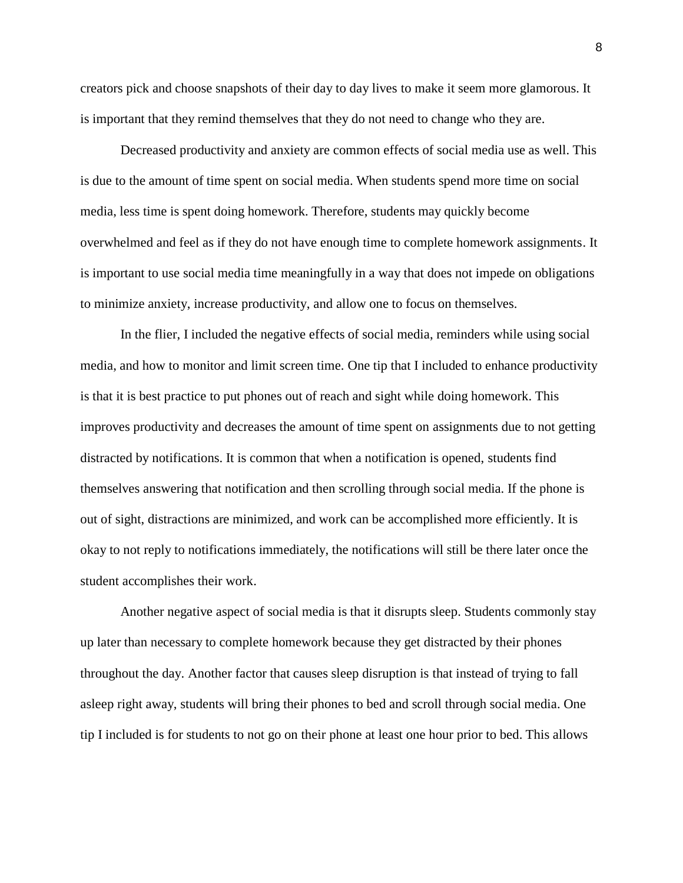creators pick and choose snapshots of their day to day lives to make it seem more glamorous. It is important that they remind themselves that they do not need to change who they are.

Decreased productivity and anxiety are common effects of social media use as well. This is due to the amount of time spent on social media. When students spend more time on social media, less time is spent doing homework. Therefore, students may quickly become overwhelmed and feel as if they do not have enough time to complete homework assignments. It is important to use social media time meaningfully in a way that does not impede on obligations to minimize anxiety, increase productivity, and allow one to focus on themselves.

In the flier, I included the negative effects of social media, reminders while using social media, and how to monitor and limit screen time. One tip that I included to enhance productivity is that it is best practice to put phones out of reach and sight while doing homework. This improves productivity and decreases the amount of time spent on assignments due to not getting distracted by notifications. It is common that when a notification is opened, students find themselves answering that notification and then scrolling through social media. If the phone is out of sight, distractions are minimized, and work can be accomplished more efficiently. It is okay to not reply to notifications immediately, the notifications will still be there later once the student accomplishes their work.

Another negative aspect of social media is that it disrupts sleep. Students commonly stay up later than necessary to complete homework because they get distracted by their phones throughout the day. Another factor that causes sleep disruption is that instead of trying to fall asleep right away, students will bring their phones to bed and scroll through social media. One tip I included is for students to not go on their phone at least one hour prior to bed. This allows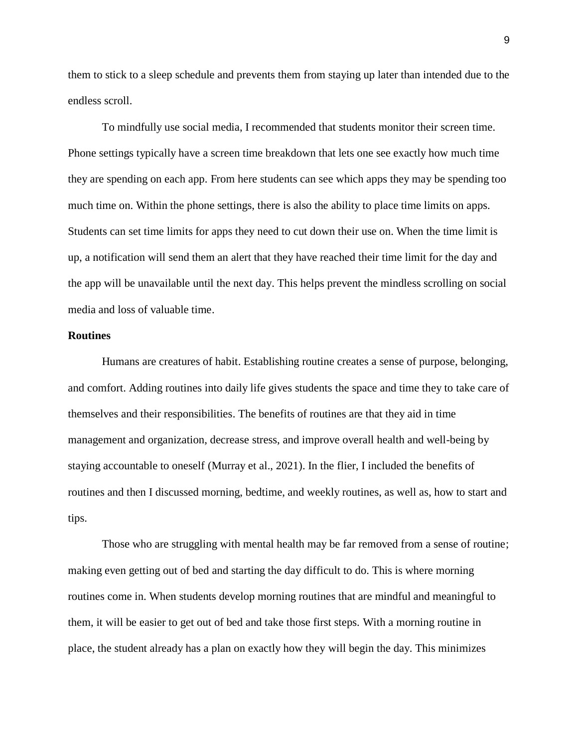them to stick to a sleep schedule and prevents them from staying up later than intended due to the endless scroll.

To mindfully use social media, I recommended that students monitor their screen time. Phone settings typically have a screen time breakdown that lets one see exactly how much time they are spending on each app. From here students can see which apps they may be spending too much time on. Within the phone settings, there is also the ability to place time limits on apps. Students can set time limits for apps they need to cut down their use on. When the time limit is up, a notification will send them an alert that they have reached their time limit for the day and the app will be unavailable until the next day. This helps prevent the mindless scrolling on social media and loss of valuable time.

**Routines**

Humans are creatures of habit. Establishing routine creates a sense of purpose, belonging, and comfort. Adding routines into daily life gives students the space and time they to take care of themselves and their responsibilities. The benefits of routines are that they aid in time management and organization, decrease stress, and improve overall health and well-being by staying accountable to oneself (Murray et al., 2021). In the flier, I included the benefits of routines and then I discussed morning, bedtime, and weekly routines, as well as, how to start and tips.

Those who are struggling with mental health may be far removed from a sense of routine; making even getting out of bed and starting the day difficult to do. This is where morning routines come in. When students develop morning routines that are mindful and meaningful to them, it will be easier to get out of bed and take those first steps. With a morning routine in place, the student already has a plan on exactly how they will begin the day. This minimizes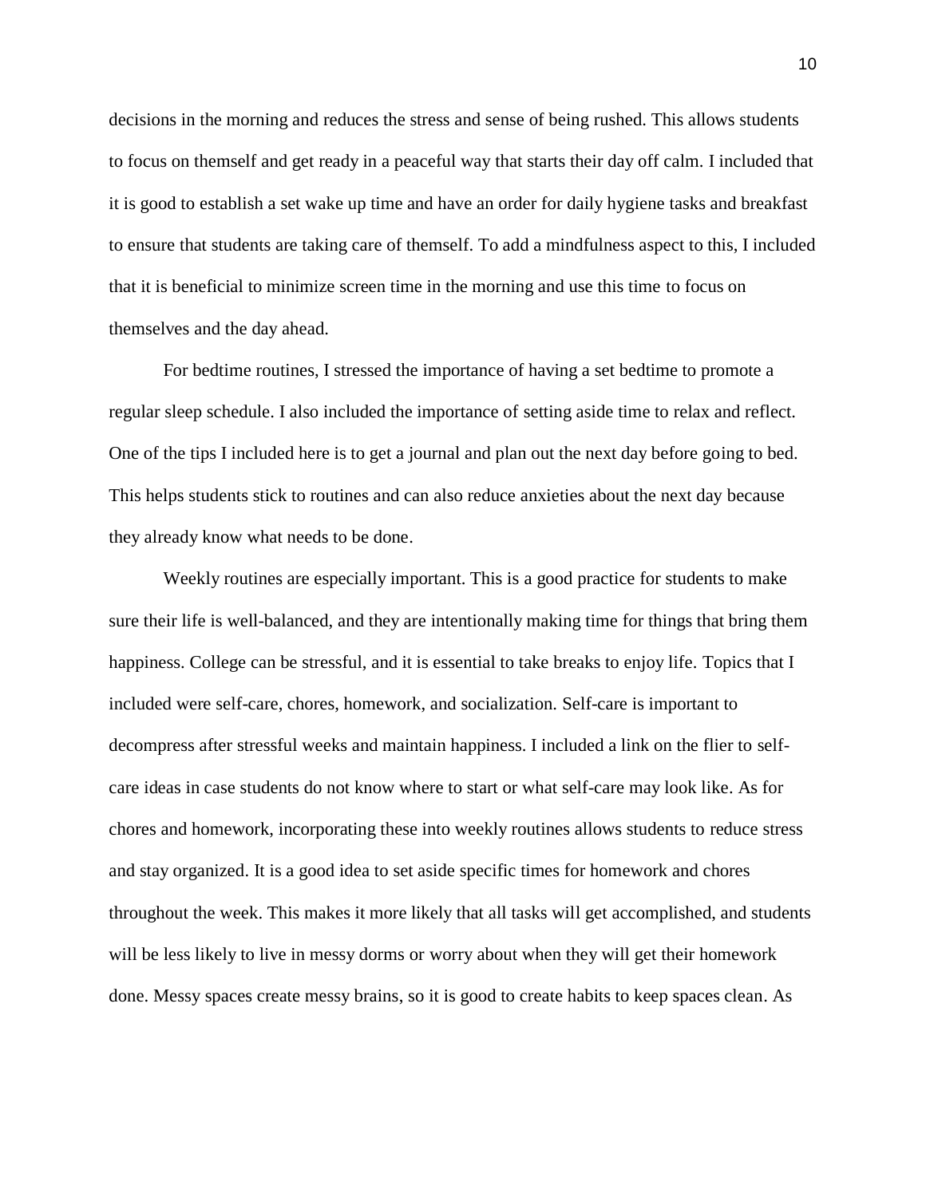decisions in the morning and reduces the stress and sense of being rushed. This allows students to focus on themself and get ready in a peaceful way that starts their day off calm. I included that it is good to establish a set wake up time and have an order for daily hygiene tasks and breakfast to ensure that students are taking care of themself. To add a mindfulness aspect to this, I included that it is beneficial to minimize screen time in the morning and use this time to focus on themselves and the day ahead.

For bedtime routines, I stressed the importance of having a set bedtime to promote a regular sleep schedule. I also included the importance of setting aside time to relax and reflect. One of the tips I included here is to get a journal and plan out the next day before going to bed. This helps students stick to routines and can also reduce anxieties about the next day because they already know what needs to be done.

Weekly routines are especially important. This is a good practice for students to make sure their life is well-balanced, and they are intentionally making time for things that bring them happiness. College can be stressful, and it is essential to take breaks to enjoy life. Topics that I included were self-care, chores, homework, and socialization. Self-care is important to decompress after stressful weeks and maintain happiness. I included a link on the flier to self-care ideas in case students do not know where to start or what self-care may look like. As for chores and homework, incorporating these into weekly routines allows students to reduce stress and stay organized. It is a good idea to set aside specific times for homework and chores throughout the week. This makes it more likely that all tasks will get accomplished, and students will be less likely to live in messy dorms or worry about when they will get their homework done. Messy spaces create messy brains, so it is good to create habits to keep spaces clean. As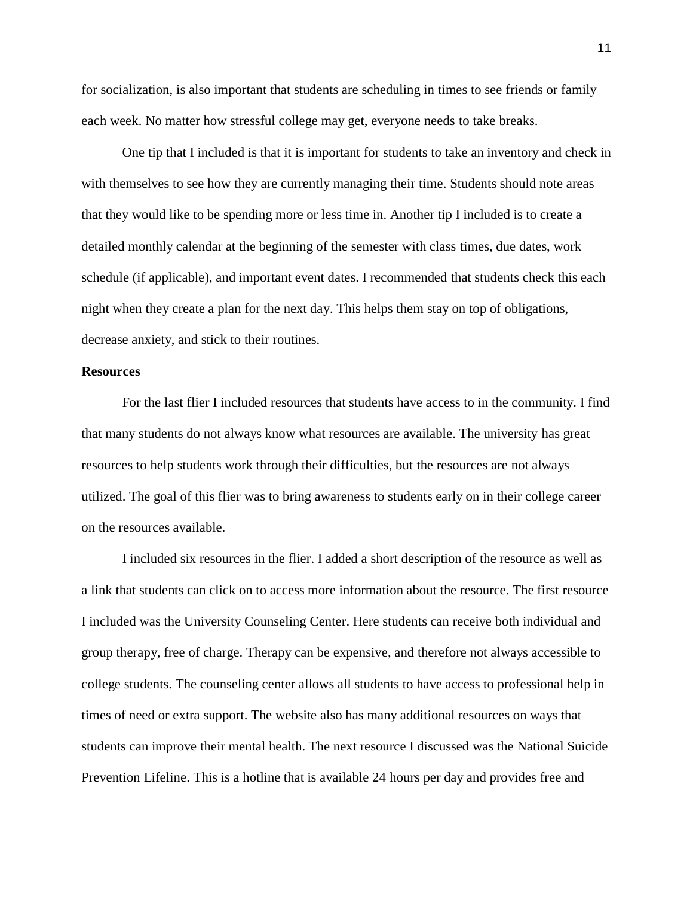for socialization, is also important that students are scheduling in times to see friends or family each week. No matter how stressful college may get, everyone needs to take breaks.

One tip that I included is that it is important for students to take an inventory and check in with themselves to see how they are currently managing their time. Students should note areas that they would like to be spending more or less time in. Another tip I included is to create a detailed monthly calendar at the beginning of the semester with class times, due dates, work schedule (if applicable), and important event dates. I recommended that students check this each night when they create a plan for the next day. This helps them stay on top of obligations, decrease anxiety, and stick to their routines.

**Resources**

For the last flier I included resources that students have access to in the community. I find that many students do not always know what resources are available. The university has great resources to help students work through their difficulties, but the resources are not always utilized. The goal of this flier was to bring awareness to students early on in their college career on the resources available.

I included six resources in the flier. I added a short description of the resource as well as a link that students can click on to access more information about the resource. The first resource I included was the University Counseling Center. Here students can receive both individual and group therapy, free of charge. Therapy can be expensive, and therefore not always accessible to college students. The counseling center allows all students to have access to professional help in times of need or extra support. The website also has many additional resources on ways that students can improve their mental health. The next resource I discussed was the National Suicide Prevention Lifeline. This is a hotline that is available 24 hours per day and provides free and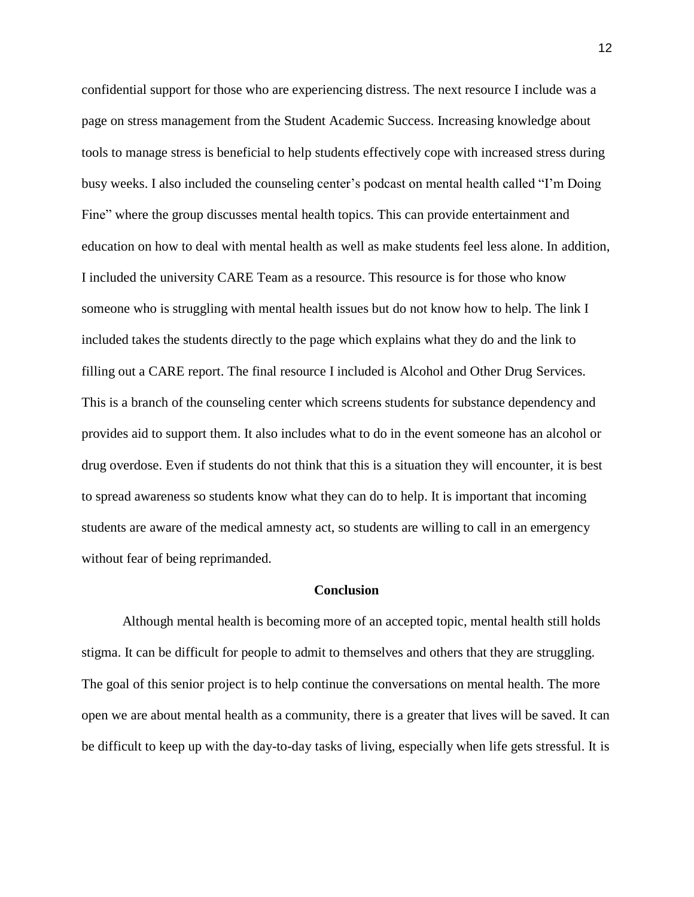confidential support for those who are experiencing distress. The next resource I include was a page on stress management from the Student Academic Success. Increasing knowledge about tools to manage stress is beneficial to help students effectively cope with increased stress during busy weeks. I also included the counseling center's podcast on mental health called "I'm Doing Fine" where the group discusses mental health topics. This can provide entertainment and education on how to deal with mental health as well as make students feel less alone. In addition, I included the university CARE Team as a resource. This resource is for those who know someone who is struggling with mental health issues but do not know how to help. The link I included takes the students directly to the page which explains what they do and the link to filling out a CARE report. The final resource I included is Alcohol and Other Drug Services. This is a branch of the counseling center which screens students for substance dependency and provides aid to support them. It also includes what to do in the event someone has an alcohol or drug overdose. Even if students do not think that this is a situation they will encounter, it is best to spread awareness so students know what they can do to help. It is important that incoming students are aware of the medical amnesty act, so students are willing to call in an emergency without fear of being reprimanded.

## Conclusion

Although mental health is becoming more of an accepted topic, mental health still holds stigma. It can be difficult for people to admit to themselves and others that they are struggling. The goal of this senior project is to help continue the conversations on mental health. The more open we are about mental health as a community, there is a greater that lives will be saved. It can be difficult to keep up with the day-to-day tasks of living, especially when life gets stressful. It is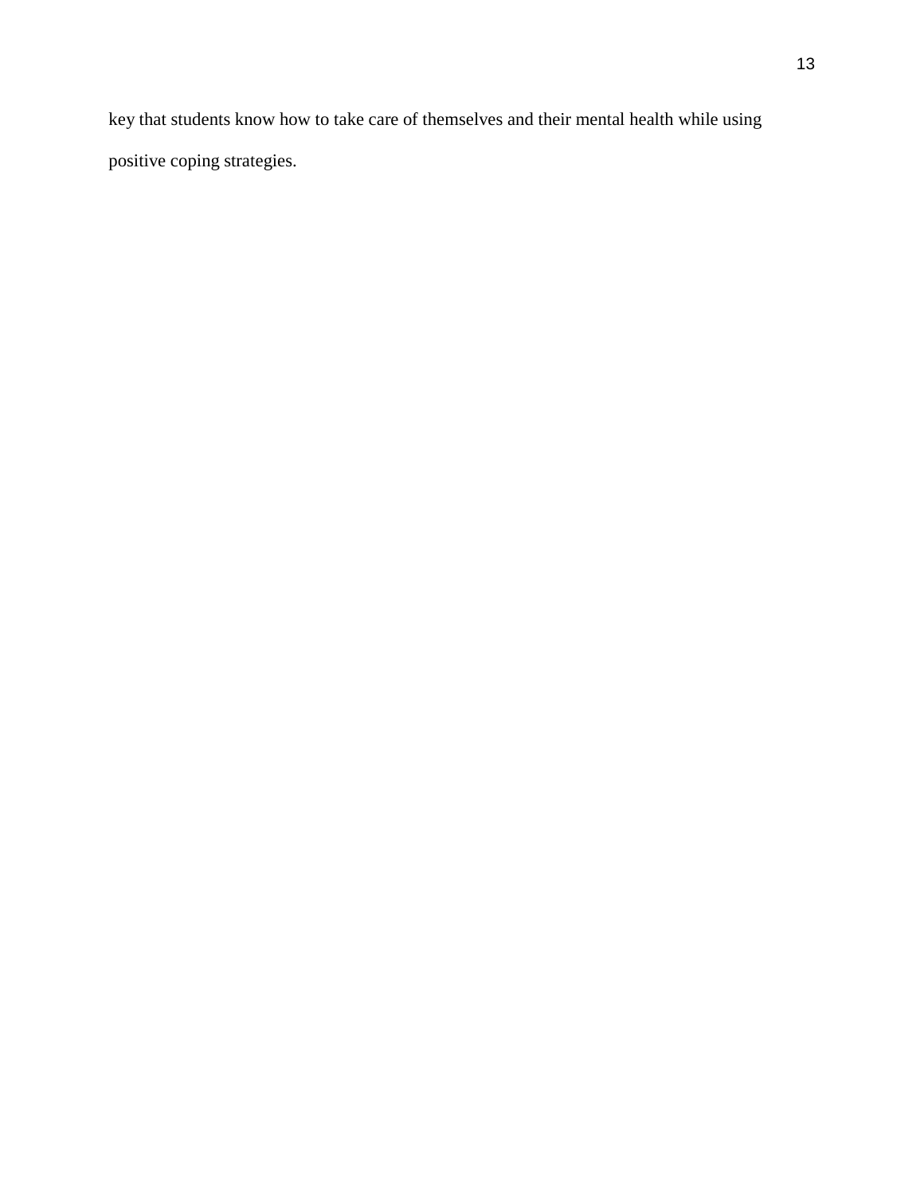key that students know how to take care of themselves and their mental health while using positive coping strategies.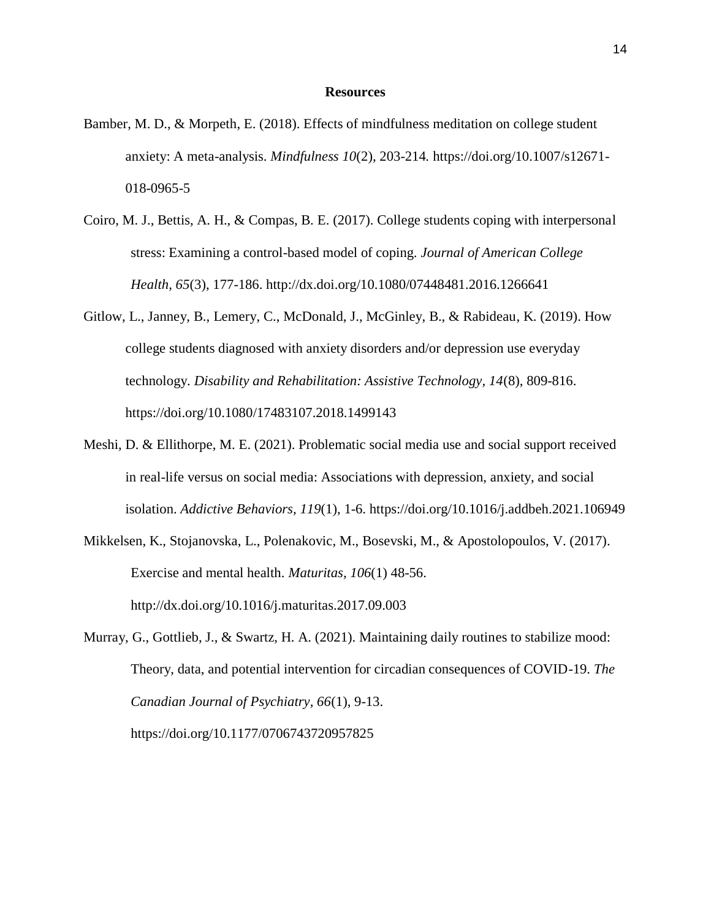**Resources**

Bamber, M. D., & Morpeth, E. (2018). Effects of mindfulness meditation on college student anxiety: A meta-analysis. *Mindfulness 10*(2), 203-214. https://doi.org/10.1007/s12671-018-0965-5

Coiro, M. J., Bettis, A. H., & Compas, B. E. (2017). College students coping with interpersonal stress: Examining a control-based model of coping. *Journal of American College Health, 65*(3), 177-186. http://dx.doi.org/10.1080/07448481.2016.1266641

Gitlow, L., Janney, B., Lemery, C., McDonald, J., McGinley, B., & Rabideau, K. (2019). How college students diagnosed with anxiety disorders and/or depression use everyday technology. *Disability and Rehabilitation: Assistive Technology*, *14*(8), 809-816. https://doi.org/10.1080/17483107.2018.1499143

Meshi, D. & Ellithorpe, M. E. (2021). Problematic social media use and social support received in real-life versus on social media: Associations with depression, anxiety, and social isolation. *Addictive Behaviors, 119*(1), 1-6. https://doi.org/10.1016/j.addbeh.2021.106949

Mikkelsen, K., Stojanovska, L., Polenakovic, M., Bosevski, M., & Apostolopoulos, V. (2017). Exercise and mental health. *Maturitas, 106*(1) 48-56. http://dx.doi.org/10.1016/j.maturitas.2017.09.003

Murray, G., Gottlieb, J., & Swartz, H. A. (2021). Maintaining daily routines to stabilize mood: Theory, data, and potential intervention for circadian consequences of COVID-19. *The Canadian Journal of Psychiatry, 66*(1), 9-13. https://doi.org/10.1177/0706743720957825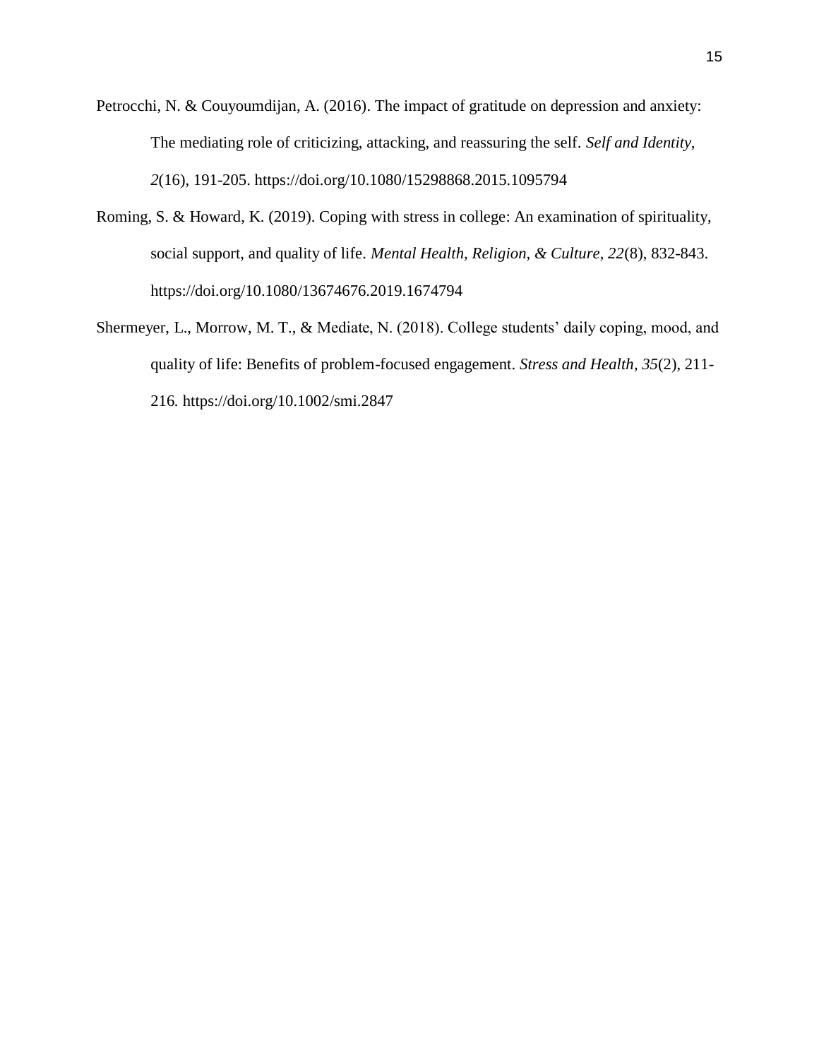Petrocchi, N. & Couyoumdijan, A. (2016). The impact of gratitude on depression and anxiety: The mediating role of criticizing, attacking, and reassuring the self. *Self and Identity*, *2*(16), 191-205. https://doi.org/10.1080/15298868.2015.1095794

Roming, S. & Howard, K. (2019). Coping with stress in college: An examination of spirituality, social support, and quality of life. *Mental Health, Religion, & Culture*, *22*(8), 832-843. https://doi.org/10.1080/13674676.2019.1674794

Shermeyer, L., Morrow, M. T., & Mediate, N. (2018). College students' daily coping, mood, and quality of life: Benefits of problem-focused engagement. *Stress and Health*, *35*(2), 211-216. https://doi.org/10.1002/smi.2847